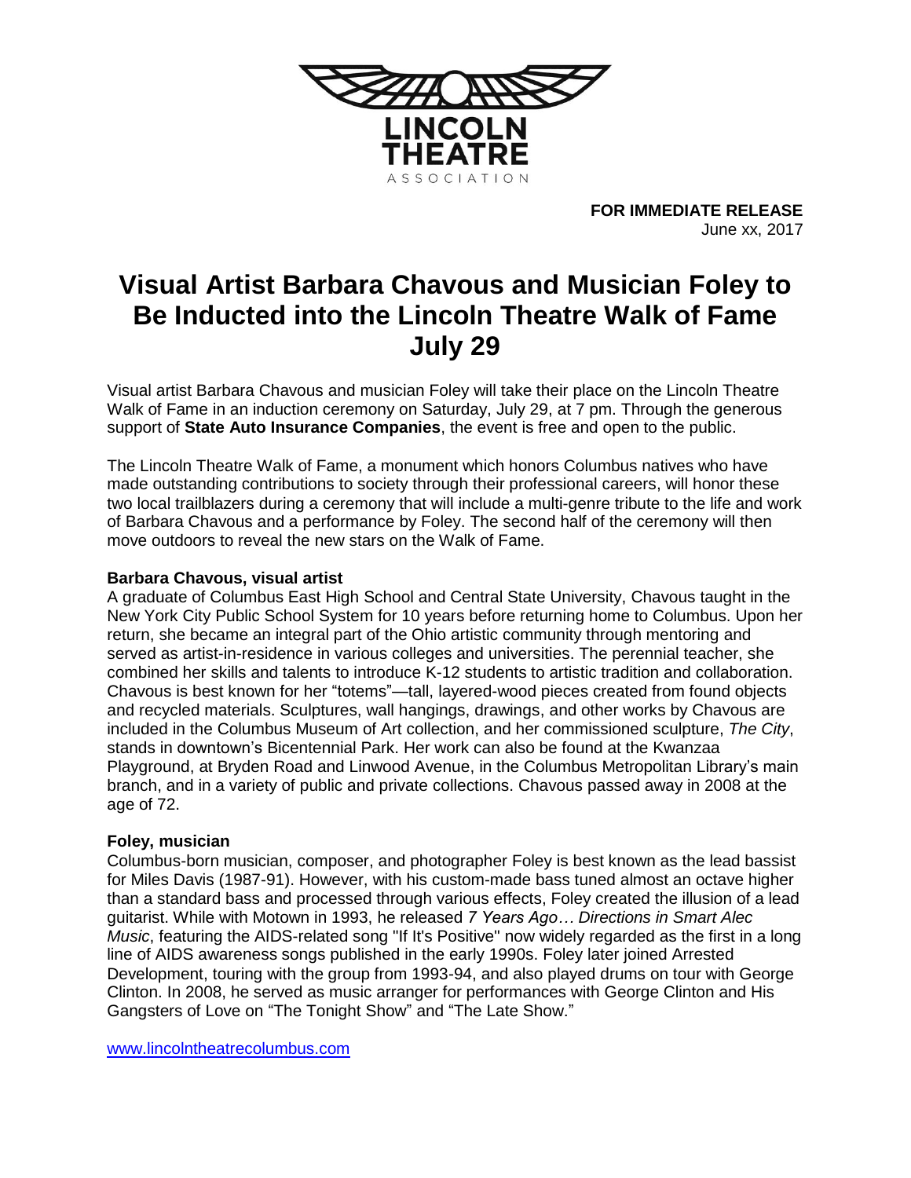LINCOLN
THEATRE
ASSOCIATION

**FOR IMMEDIATE RELEASE**
June xx, 2017

# Visual Artist Barbara Chavous and Musician Foley to Be Inducted into the Lincoln Theatre Walk of Fame July 29

Visual artist Barbara Chavous and musician Foley will take their place on the Lincoln Theatre Walk of Fame in an induction ceremony on Saturday, July 29, at 7 pm. Through the generous support of **State Auto Insurance Companies**, the event is free and open to the public.

The Lincoln Theatre Walk of Fame, a monument which honors Columbus natives who have made outstanding contributions to society through their professional careers, will honor these two local trailblazers during a ceremony that will include a multi-genre tribute to the life and work of Barbara Chavous and a performance by Foley. The second half of the ceremony will then move outdoors to reveal the new stars on the Walk of Fame.

**Barbara Chavous, visual artist**

A graduate of Columbus East High School and Central State University, Chavous taught in the New York City Public School System for 10 years before returning home to Columbus. Upon her return, she became an integral part of the Ohio artistic community through mentoring and served as artist-in-residence in various colleges and universities. The perennial teacher, she combined her skills and talents to introduce K-12 students to artistic tradition and collaboration. Chavous is best known for her "totems"—tall, layered-wood pieces created from found objects and recycled materials. Sculptures, wall hangings, drawings, and other works by Chavous are included in the Columbus Museum of Art collection, and her commissioned sculpture, *The City*, stands in downtown's Bicentennial Park. Her work can also be found at the Kwanzaa Playground, at Bryden Road and Linwood Avenue, in the Columbus Metropolitan Library's main branch, and in a variety of public and private collections. Chavous passed away in 2008 at the age of 72.

**Foley, musician**

Columbus-born musician, composer, and photographer Foley is best known as the lead bassist for Miles Davis (1987-91). However, with his custom-made bass tuned almost an octave higher than a standard bass and processed through various effects, Foley created the illusion of a lead guitarist. While with Motown in 1993, he released *7 Years Ago… Directions in Smart Alec Music*, featuring the AIDS-related song "If It's Positive" now widely regarded as the first in a long line of AIDS awareness songs published in the early 1990s. Foley later joined Arrested Development, touring with the group from 1993-94, and also played drums on tour with George Clinton. In 2008, he served as music arranger for performances with George Clinton and His Gangsters of Love on "The Tonight Show" and "The Late Show."

www.lincolntheatrecolumbus.com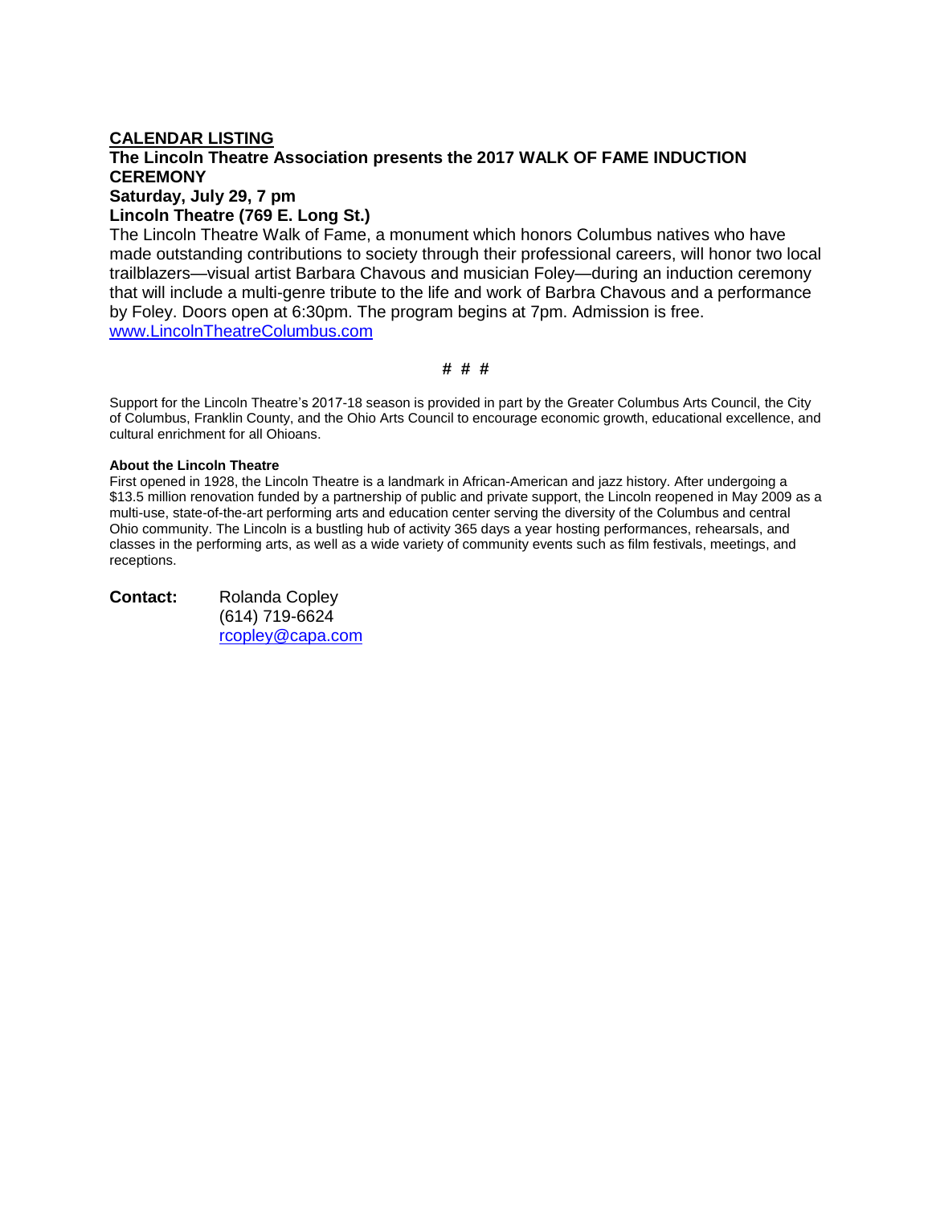**CALENDAR LISTING**

**The Lincoln Theatre Association presents the 2017 WALK OF FAME INDUCTION CEREMONY**

**Saturday, July 29, 7 pm**

**Lincoln Theatre (769 E. Long St.)**

The Lincoln Theatre Walk of Fame, a monument which honors Columbus natives who have made outstanding contributions to society through their professional careers, will honor two local trailblazers—visual artist Barbara Chavous and musician Foley—during an induction ceremony that will include a multi-genre tribute to the life and work of Barbra Chavous and a performance by Foley. Doors open at 6:30pm. The program begins at 7pm. Admission is free. [www.LincolnTheatreColumbus.com](http://www.LincolnTheatreColumbus.com)

**# # #**

Support for the Lincoln Theatre's 2017-18 season is provided in part by the Greater Columbus Arts Council, the City of Columbus, Franklin County, and the Ohio Arts Council to encourage economic growth, educational excellence, and cultural enrichment for all Ohioans.

**About the Lincoln Theatre**

First opened in 1928, the Lincoln Theatre is a landmark in African-American and jazz history. After undergoing a $13.5 million renovation funded by a partnership of public and private support, the Lincoln reopened in May 2009 as a multi-use, state-of-the-art performing arts and education center serving the diversity of the Columbus and central Ohio community. The Lincoln is a bustling hub of activity 365 days a year hosting performances, rehearsals, and classes in the performing arts, as well as a wide variety of community events such as film festivals, meetings, and receptions.

**Contact:** Rolanda Copley
(614) 719-6624
[rcopley@capa.com](mailto:rcopley@capa.com)